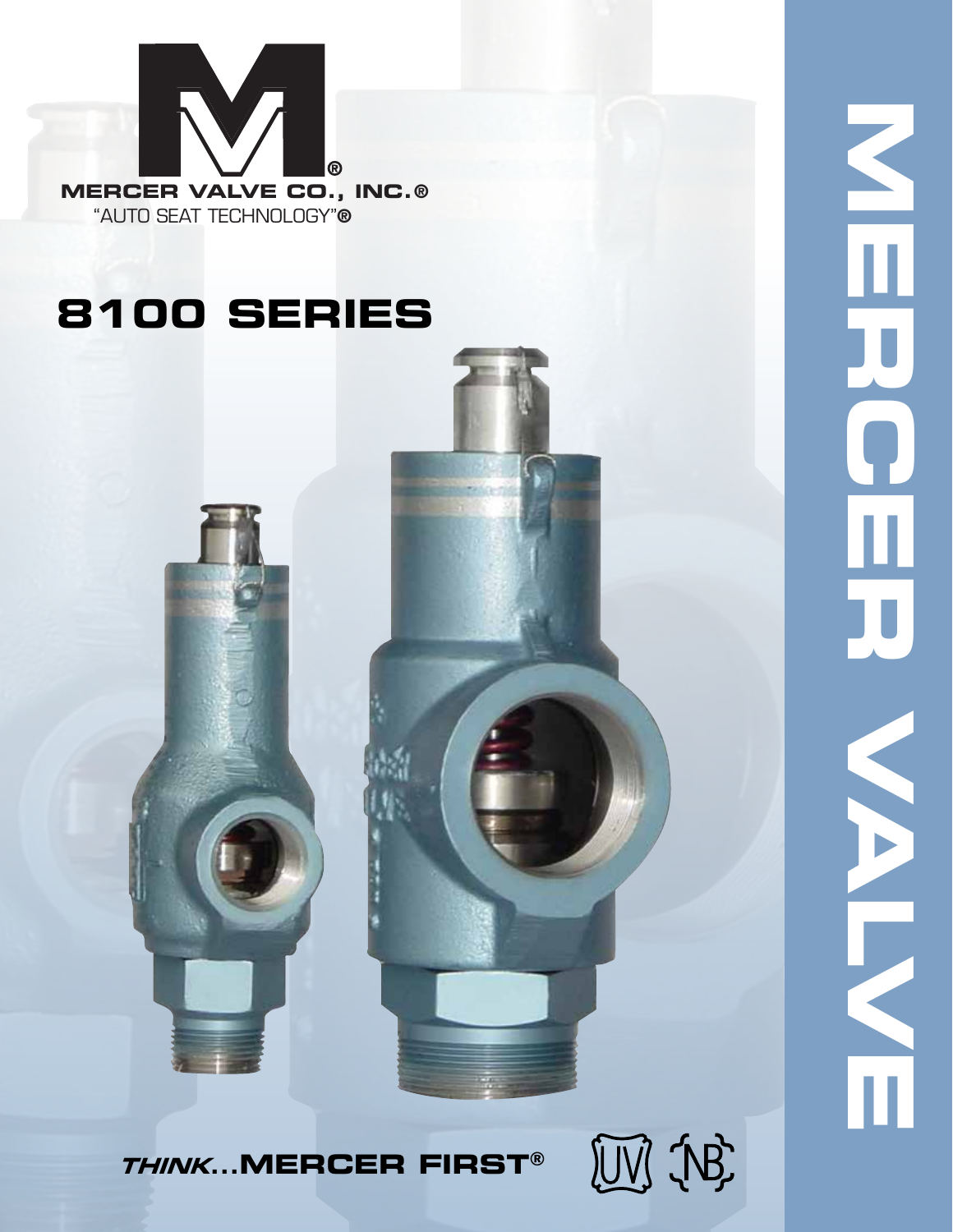MERCER VALVE CO., INC.®

"AUTO SEAT TECHNOLOGY"®

# 8100 SERIES

*THINK*...**MERCER FIRST®**

UV NB

MERCER VALVE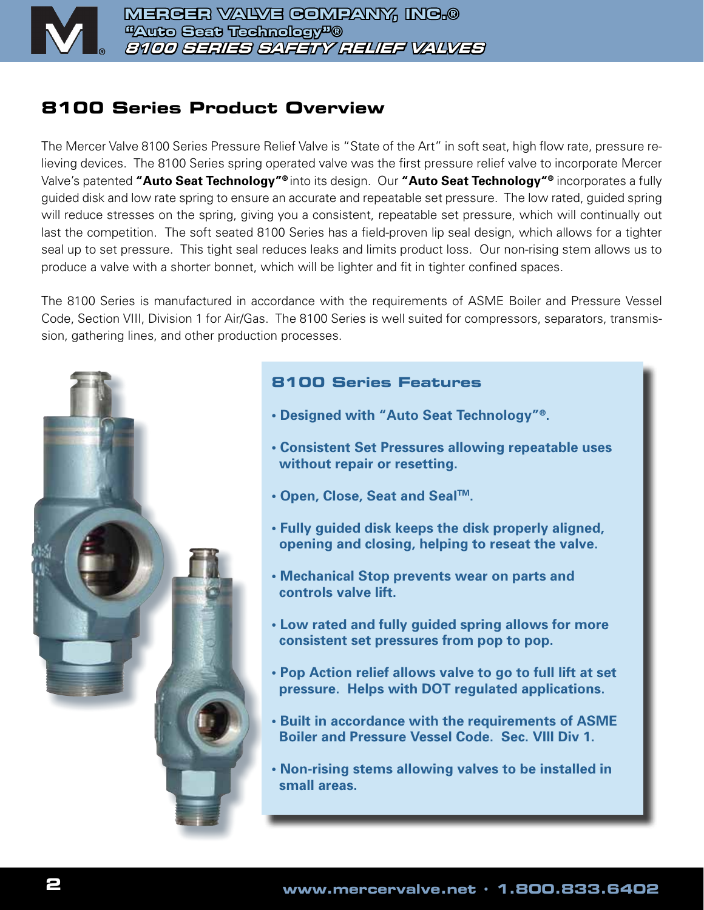## 8100 Series Product Overview

The Mercer Valve 8100 Series Pressure Relief Valve is "State of the Art" in soft seat, high flow rate, pressure relieving devices. The 8100 Series spring operated valve was the first pressure relief valve to incorporate Mercer Valve's patented **"Auto Seat Technology"®** into its design. Our **"Auto Seat Technology"®** incorporates a fully guided disk and low rate spring to ensure an accurate and repeatable set pressure. The low rated, guided spring will reduce stresses on the spring, giving you a consistent, repeatable set pressure, which will continually out last the competition. The soft seated 8100 Series has a field-proven lip seal design, which allows for a tighter seal up to set pressure. This tight seal reduces leaks and limits product loss. Our non-rising stem allows us to produce a valve with a shorter bonnet, which will be lighter and fit in tighter confined spaces.

The 8100 Series is manufactured in accordance with the requirements of ASME Boiler and Pressure Vessel Code, Section VIII, Division 1 for Air/Gas. The 8100 Series is well suited for compressors, separators, transmission, gathering lines, and other production processes.

### 8100 Series Features

- **Designed with "Auto Seat Technology"®.**
- **Consistent Set Pressures allowing repeatable uses without repair or resetting.**
- **Open, Close, Seat and Seal™.**
- **Fully guided disk keeps the disk properly aligned, opening and closing, helping to reseat the valve.**
- **Mechanical Stop prevents wear on parts and controls valve lift.**
- **Low rated and fully guided spring allows for more consistent set pressures from pop to pop.**
- **Pop Action relief allows valve to go to full lift at set pressure. Helps with DOT regulated applications.**
- **Built in accordance with the requirements of ASME Boiler and Pressure Vessel Code. Sec. VIII Div 1.**
- **Non-rising stems allowing valves to be installed in small areas.**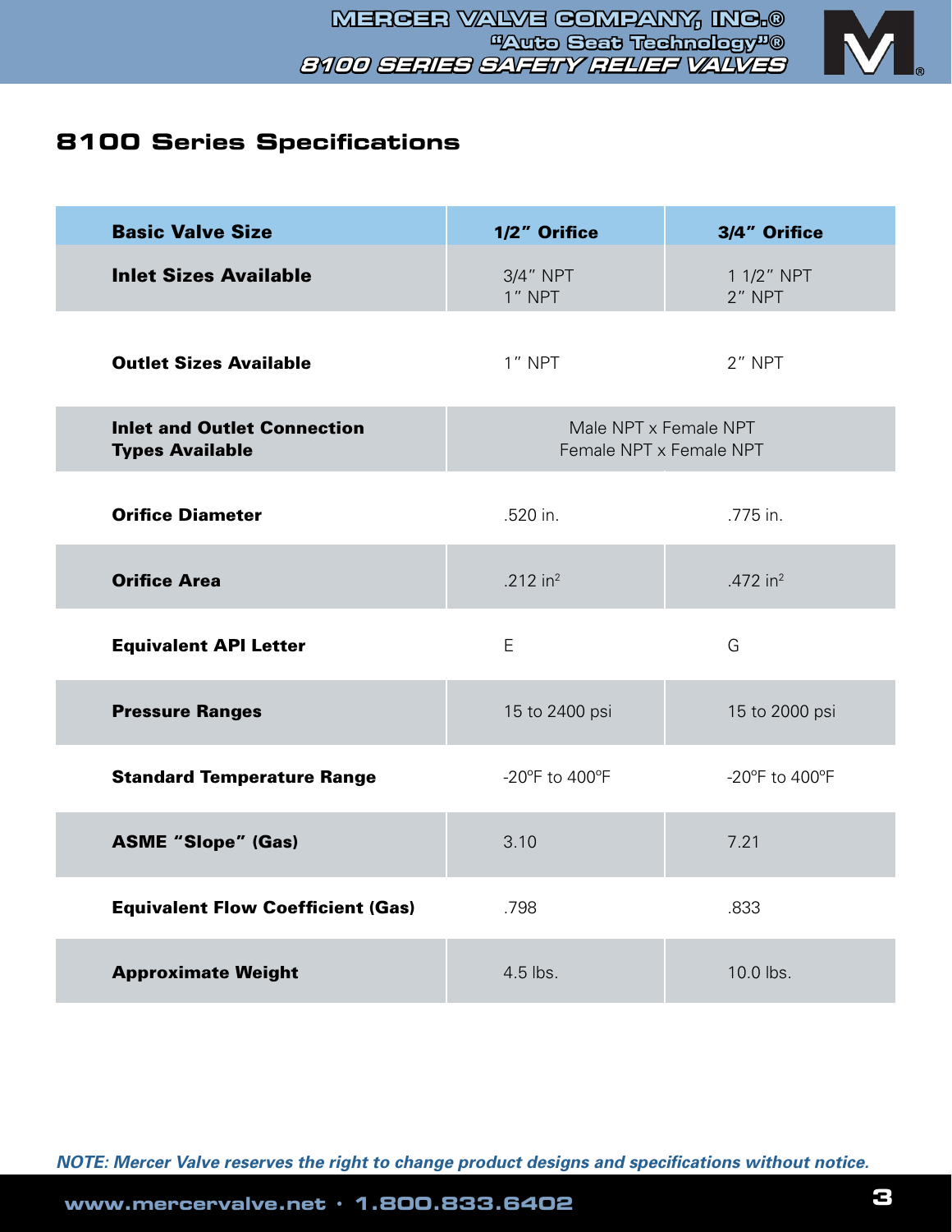## 8100 Series Specifications

| Basic Valve Size | 1/2" Orifice | 3/4" Orifice |
|---|---|---|
| **Inlet Sizes Available** | 3/4" NPT<br>1" NPT | 1 1/2" NPT<br>2" NPT |
| **Outlet Sizes Available** | 1" NPT | 2" NPT |
| **Inlet and Outlet Connection Types Available** | Male NPT x Female NPT<br>Female NPT x Female NPT | |
| **Orifice Diameter** | .520 in. | .775 in. |
| **Orifice Area** | .212 $in^2$ | .472 $in^2$ |
| **Equivalent API Letter** | E | G |
| **Pressure Ranges** | 15 to 2400 psi | 15 to 2000 psi |
| **Standard Temperature Range** | -20°F to 400°F | -20°F to 400°F |
| **ASME "Slope" (Gas)** | 3.10 | 7.21 |
| **Equivalent Flow Coefficient (Gas)** | .798 | .833 |
| **Approximate Weight** | 4.5 lbs. | 10.0 lbs. |

***NOTE: Mercer Valve reserves the right to change product designs and specifications without notice.***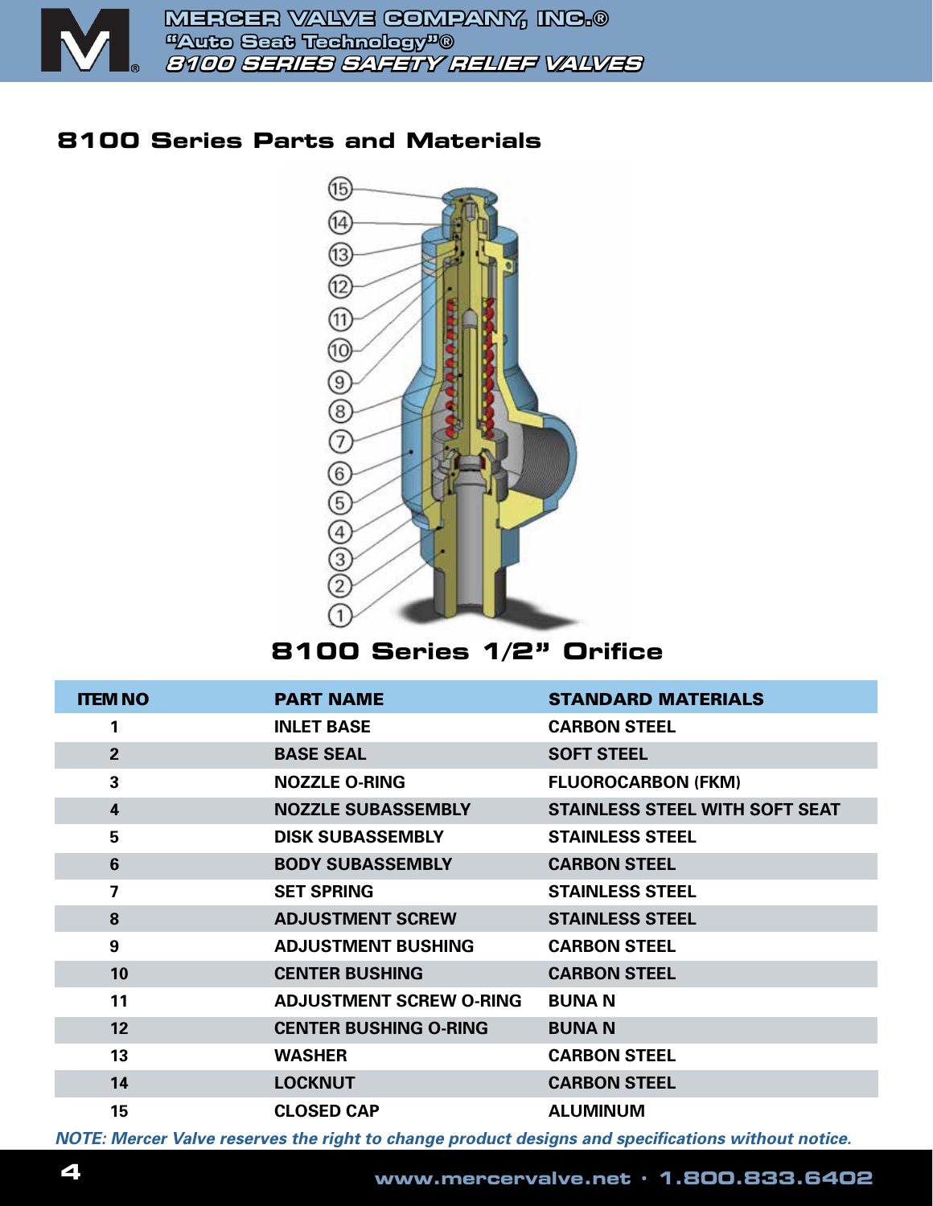## 8100 Series Parts and Materials

15
14
13
12
11
10
9
8
7
6
5
4
3
2
1

**8100 Series 1/2" Orifice**

| ITEM NO | PART NAME | STANDARD MATERIALS |
|---|---|---|
| 1 | INLET BASE | CARBON STEEL |
| 2 | BASE SEAL | SOFT STEEL |
| 3 | NOZZLE O-RING | FLUOROCARBON (FKM) |
| 4 | NOZZLE SUBASSEMBLY | STAINLESS STEEL WITH SOFT SEAT |
| 5 | DISK SUBASSEMBLY | STAINLESS STEEL |
| 6 | BODY SUBASSEMBLY | CARBON STEEL |
| 7 | SET SPRING | STAINLESS STEEL |
| 8 | ADJUSTMENT SCREW | STAINLESS STEEL |
| 9 | ADJUSTMENT BUSHING | CARBON STEEL |
| 10 | CENTER BUSHING | CARBON STEEL |
| 11 | ADJUSTMENT SCREW O-RING | BUNA N |
| 12 | CENTER BUSHING O-RING | BUNA N |
| 13 | WASHER | CARBON STEEL |
| 14 | LOCKNUT | CARBON STEEL |
| 15 | CLOSED CAP | ALUMINUM |

*NOTE: Mercer Valve reserves the right to change product designs and specifications without notice.*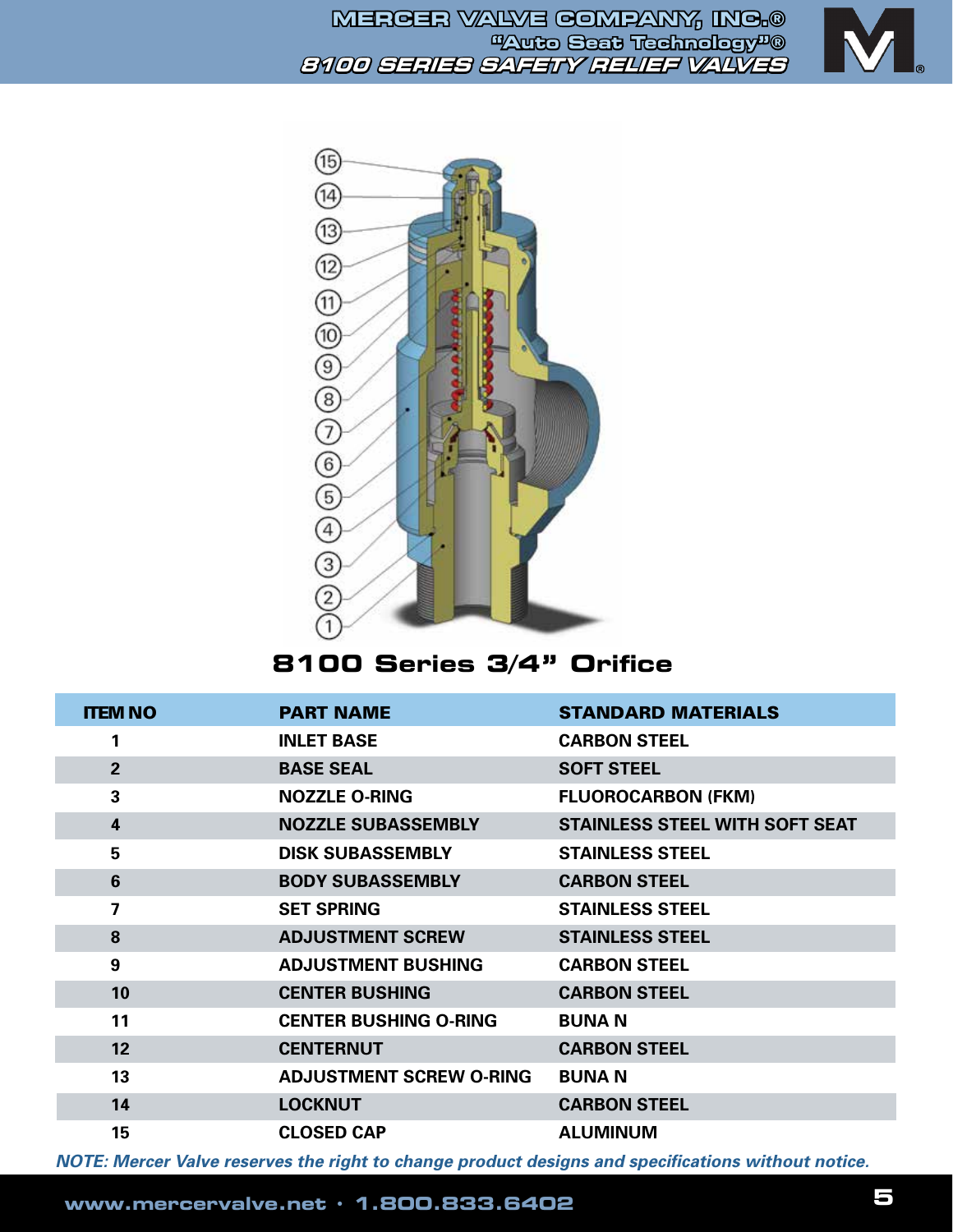## 8100 Series 3/4" Orifice

| ITEM NO | PART NAME | STANDARD MATERIALS |
|---|---|---|
| 1 | INLET BASE | CARBON STEEL |
| 2 | BASE SEAL | SOFT STEEL |
| 3 | NOZZLE O-RING | FLUOROCARBON (FKM) |
| 4 | NOZZLE SUBASSEMBLY | STAINLESS STEEL WITH SOFT SEAT |
| 5 | DISK SUBASSEMBLY | STAINLESS STEEL |
| 6 | BODY SUBASSEMBLY | CARBON STEEL |
| 7 | SET SPRING | STAINLESS STEEL |
| 8 | ADJUSTMENT SCREW | STAINLESS STEEL |
| 9 | ADJUSTMENT BUSHING | CARBON STEEL |
| 10 | CENTER BUSHING | CARBON STEEL |
| 11 | CENTER BUSHING O-RING | BUNA N |
| 12 | CENTERNUT | CARBON STEEL |
| 13 | ADJUSTMENT SCREW O-RING | BUNA N |
| 14 | LOCKNUT | CARBON STEEL |
| 15 | CLOSED CAP | ALUMINUM |

*NOTE: Mercer Valve reserves the right to change product designs and specifications without notice.*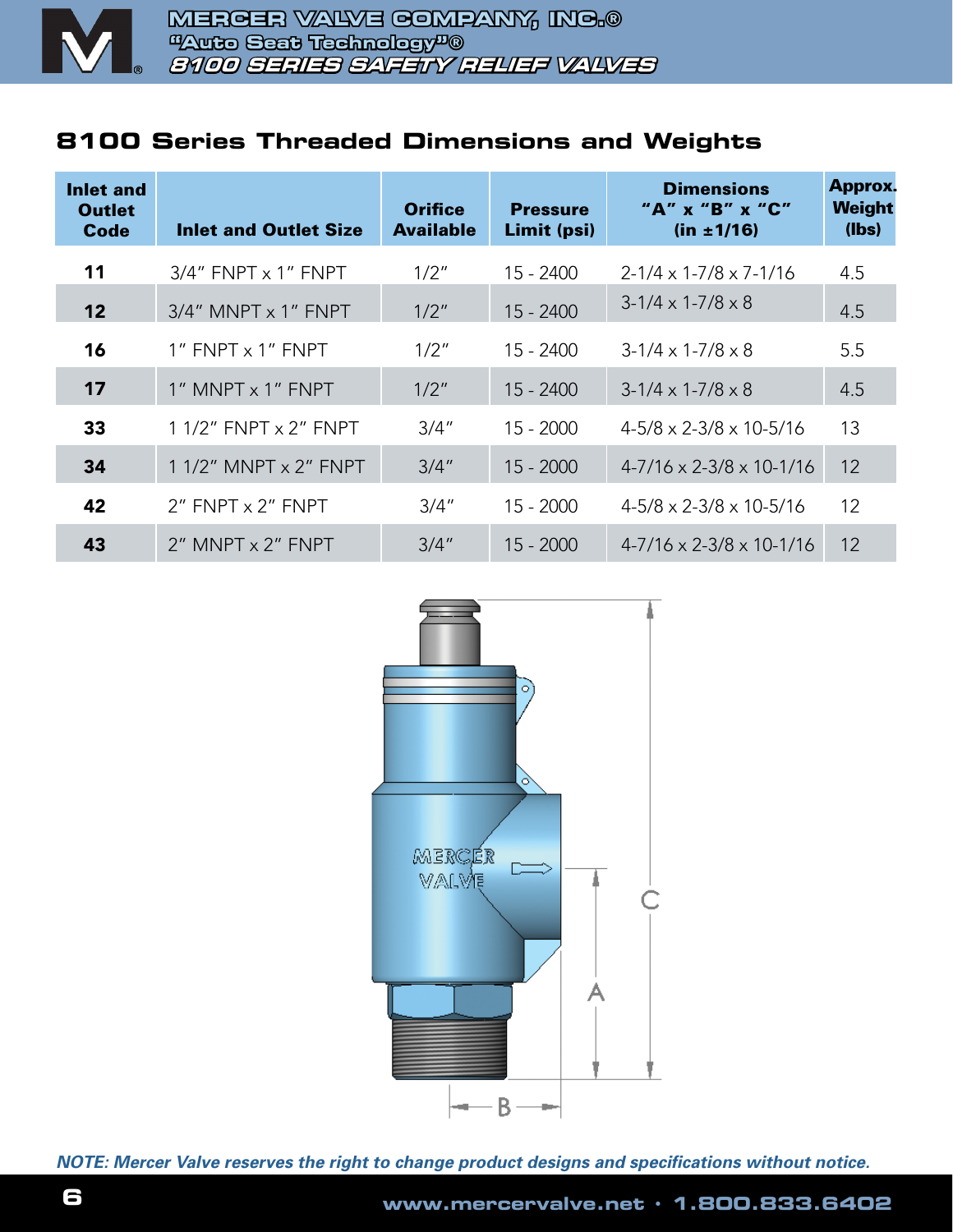## 8100 Series Threaded Dimensions and Weights

| Inlet and Outlet Code | Inlet and Outlet Size | Orifice Available | Pressure Limit (psi) | Dimensions "A" x "B" x "C" (in ±1/16) | Approx. Weight (lbs) |
|---|---|---|---|---|---|
| **11** | 3/4" FNPT x 1" FNPT | 1/2" | 15 - 2400 | 2-1/4 x 1-7/8 x 7-1/16 | 4.5 |
| **12** | 3/4" MNPT x 1" FNPT | 1/2" | 15 - 2400 | 3-1/4 x 1-7/8 x 8 | 4.5 |
| **16** | 1" FNPT x 1" FNPT | 1/2" | 15 - 2400 | 3-1/4 x 1-7/8 x 8 | 5.5 |
| **17** | 1" MNPT x 1" FNPT | 1/2" | 15 - 2400 | 3-1/4 x 1-7/8 x 8 | 4.5 |
| **33** | 1 1/2" FNPT x 2" FNPT | 3/4" | 15 - 2000 | 4-5/8 x 2-3/8 x 10-5/16 | 13 |
| **34** | 1 1/2" MNPT x 2" FNPT | 3/4" | 15 - 2000 | 4-7/16 x 2-3/8 x 10-1/16 | 12 |
| **42** | 2" FNPT x 2" FNPT | 3/4" | 15 - 2000 | 4-5/8 x 2-3/8 x 10-5/16 | 12 |
| **43** | 2" MNPT x 2" FNPT | 3/4" | 15 - 2000 | 4-7/16 x 2-3/8 x 10-1/16 | 12 |

MERCER VALVE

C

A

B

***NOTE: Mercer Valve reserves the right to change product designs and specifications without notice.***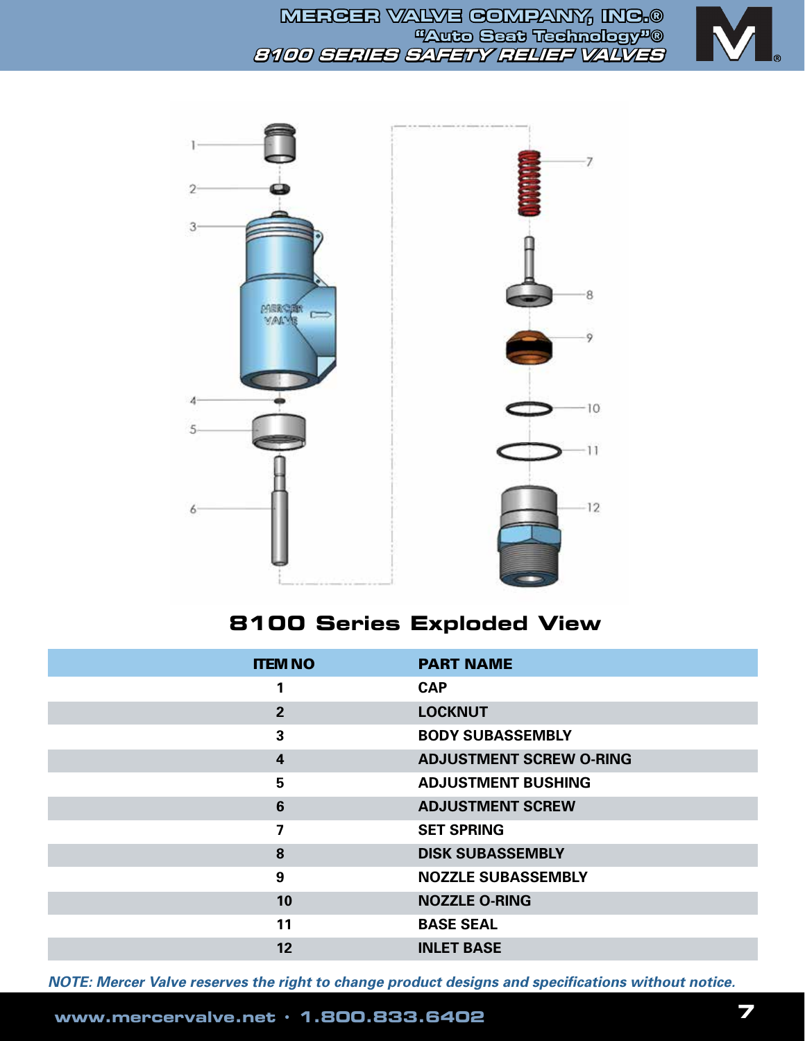## 8100 Series Exploded View

| ITEM NO | PART NAME |
| --- | --- |
| 1 | CAP |
| 2 | LOCKNUT |
| 3 | BODY SUBASSEMBLY |
| 4 | ADJUSTMENT SCREW O-RING |
| 5 | ADJUSTMENT BUSHING |
| 6 | ADJUSTMENT SCREW |
| 7 | SET SPRING |
| 8 | DISK SUBASSEMBLY |
| 9 | NOZZLE SUBASSEMBLY |
| 10 | NOZZLE O-RING |
| 11 | BASE SEAL |
| 12 | INLET BASE |

*NOTE: Mercer Valve reserves the right to change product designs and specifications without notice.*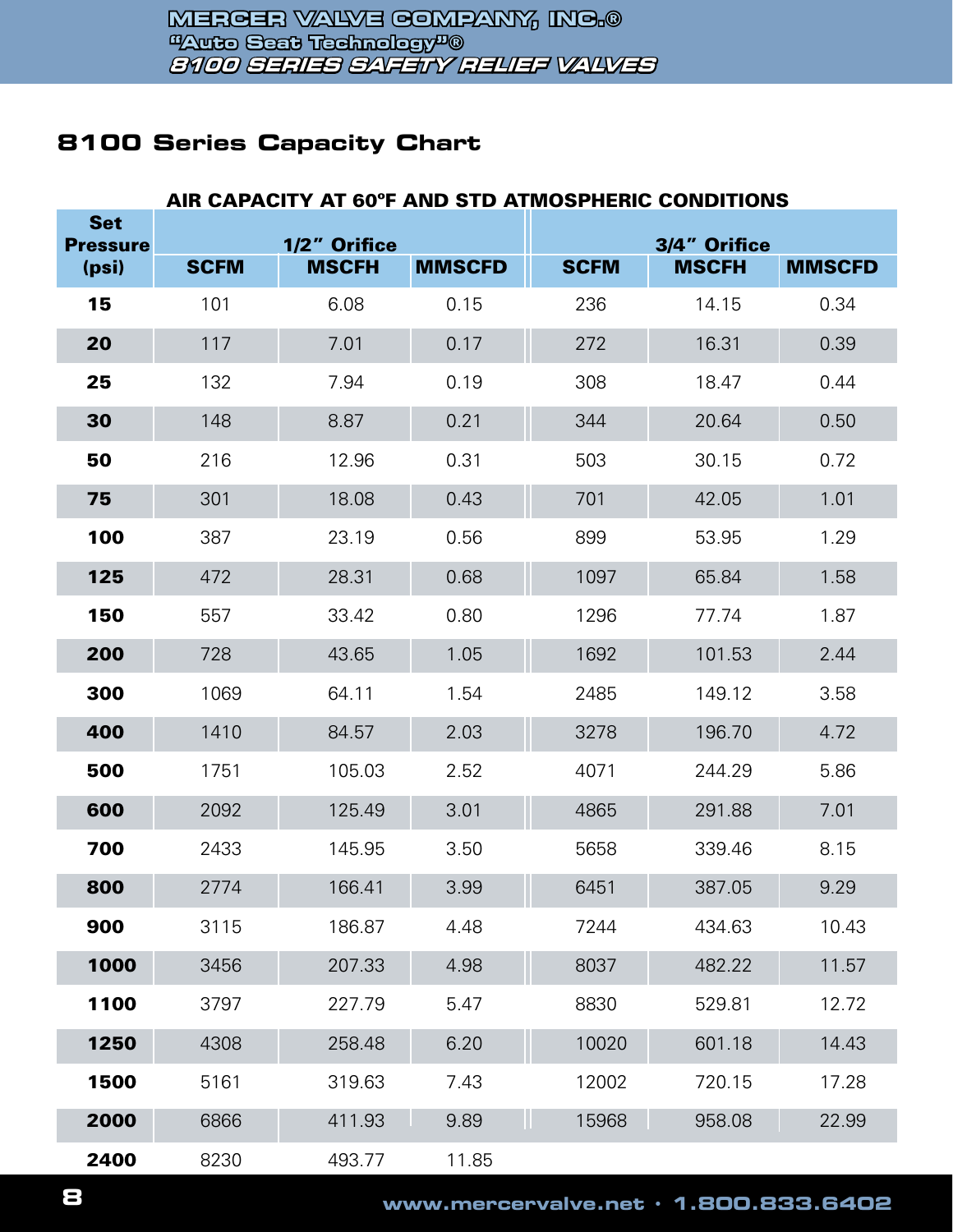## 8100 Series Capacity Chart

AIR CAPACITY AT 60ºF AND STD ATMOSPHERIC CONDITIONS

| Set Pressure (psi) | 1/2" Orifice | | | 3/4" Orifice | | |
|---|---|---|---|---|---|---|
| | SCFM | MSCFH | MMSCFD | SCFM | MSCFH | MMSCFD |
| 15 | 101 | 6.08 | 0.15 | 236 | 14.15 | 0.34 |
| 20 | 117 | 7.01 | 0.17 | 272 | 16.31 | 0.39 |
| 25 | 132 | 7.94 | 0.19 | 308 | 18.47 | 0.44 |
| 30 | 148 | 8.87 | 0.21 | 344 | 20.64 | 0.50 |
| 50 | 216 | 12.96 | 0.31 | 503 | 30.15 | 0.72 |
| 75 | 301 | 18.08 | 0.43 | 701 | 42.05 | 1.01 |
| 100 | 387 | 23.19 | 0.56 | 899 | 53.95 | 1.29 |
| 125 | 472 | 28.31 | 0.68 | 1097 | 65.84 | 1.58 |
| 150 | 557 | 33.42 | 0.80 | 1296 | 77.74 | 1.87 |
| 200 | 728 | 43.65 | 1.05 | 1692 | 101.53 | 2.44 |
| 300 | 1069 | 64.11 | 1.54 | 2485 | 149.12 | 3.58 |
| 400 | 1410 | 84.57 | 2.03 | 3278 | 196.70 | 4.72 |
| 500 | 1751 | 105.03 | 2.52 | 4071 | 244.29 | 5.86 |
| 600 | 2092 | 125.49 | 3.01 | 4865 | 291.88 | 7.01 |
| 700 | 2433 | 145.95 | 3.50 | 5658 | 339.46 | 8.15 |
| 800 | 2774 | 166.41 | 3.99 | 6451 | 387.05 | 9.29 |
| 900 | 3115 | 186.87 | 4.48 | 7244 | 434.63 | 10.43 |
| 1000 | 3456 | 207.33 | 4.98 | 8037 | 482.22 | 11.57 |
| 1100 | 3797 | 227.79 | 5.47 | 8830 | 529.81 | 12.72 |
| 1250 | 4308 | 258.48 | 6.20 | 10020 | 601.18 | 14.43 |
| 1500 | 5161 | 319.63 | 7.43 | 12002 | 720.15 | 17.28 |
| 2000 | 6866 | 411.93 | 9.89 | 15968 | 958.08 | 22.99 |
| 2400 | 8230 | 493.77 | 11.85 | | | |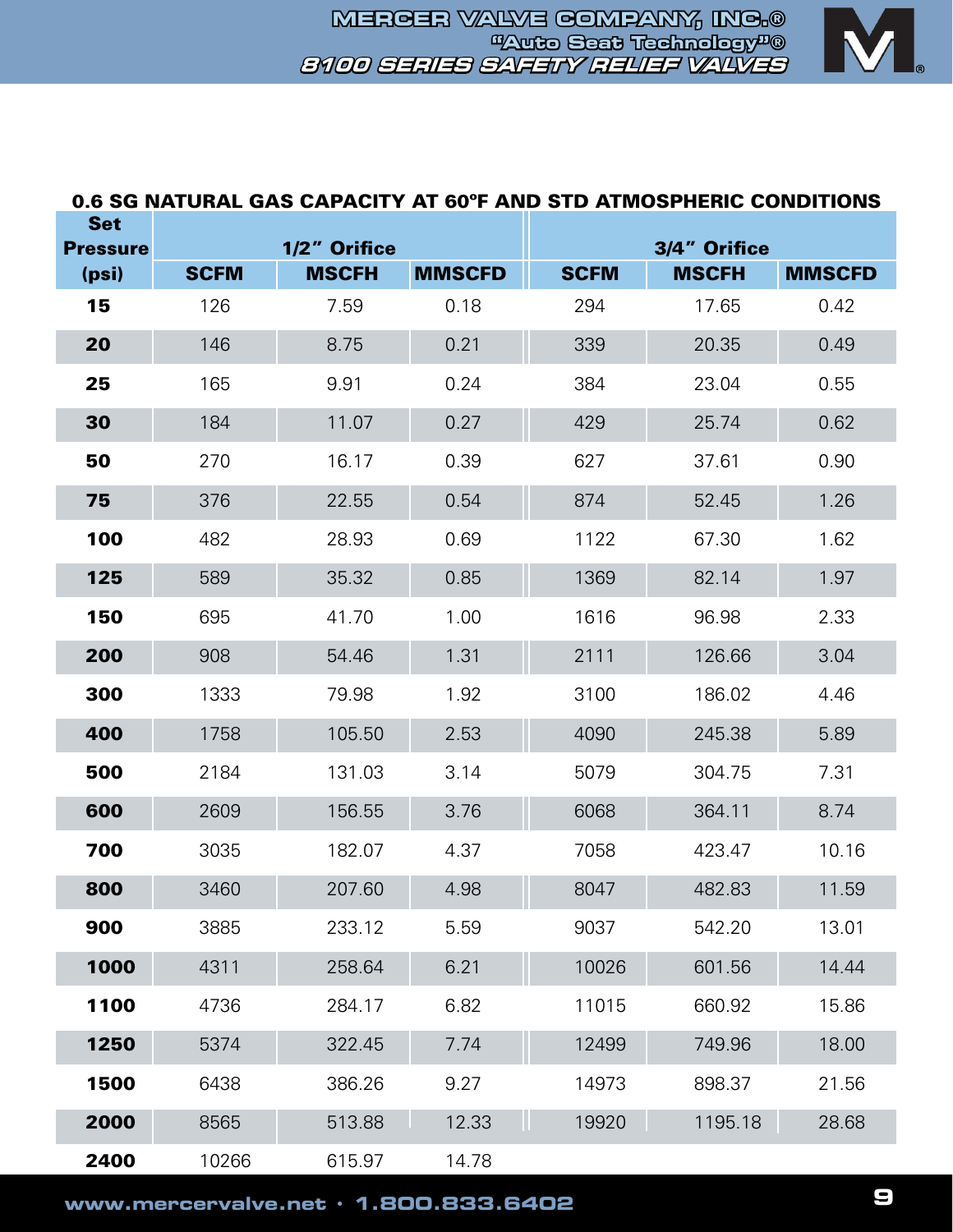## 0.6 SG NATURAL GAS CAPACITY AT 60ºF AND STD ATMOSPHERIC CONDITIONS

| Set Pressure (psi) | 1/2" Orifice | | | 3/4" Orifice | | |
|---|---|---|---|---|---|---|
| | SCFM | MSCFH | MMSCFD | SCFM | MSCFH | MMSCFD |
| 15 | 126 | 7.59 | 0.18 | 294 | 17.65 | 0.42 |
| 20 | 146 | 8.75 | 0.21 | 339 | 20.35 | 0.49 |
| 25 | 165 | 9.91 | 0.24 | 384 | 23.04 | 0.55 |
| 30 | 184 | 11.07 | 0.27 | 429 | 25.74 | 0.62 |
| 50 | 270 | 16.17 | 0.39 | 627 | 37.61 | 0.90 |
| 75 | 376 | 22.55 | 0.54 | 874 | 52.45 | 1.26 |
| 100 | 482 | 28.93 | 0.69 | 1122 | 67.30 | 1.62 |
| 125 | 589 | 35.32 | 0.85 | 1369 | 82.14 | 1.97 |
| 150 | 695 | 41.70 | 1.00 | 1616 | 96.98 | 2.33 |
| 200 | 908 | 54.46 | 1.31 | 2111 | 126.66 | 3.04 |
| 300 | 1333 | 79.98 | 1.92 | 3100 | 186.02 | 4.46 |
| 400 | 1758 | 105.50 | 2.53 | 4090 | 245.38 | 5.89 |
| 500 | 2184 | 131.03 | 3.14 | 5079 | 304.75 | 7.31 |
| 600 | 2609 | 156.55 | 3.76 | 6068 | 364.11 | 8.74 |
| 700 | 3035 | 182.07 | 4.37 | 7058 | 423.47 | 10.16 |
| 800 | 3460 | 207.60 | 4.98 | 8047 | 482.83 | 11.59 |
| 900 | 3885 | 233.12 | 5.59 | 9037 | 542.20 | 13.01 |
| 1000 | 4311 | 258.64 | 6.21 | 10026 | 601.56 | 14.44 |
| 1100 | 4736 | 284.17 | 6.82 | 11015 | 660.92 | 15.86 |
| 1250 | 5374 | 322.45 | 7.74 | 12499 | 749.96 | 18.00 |
| 1500 | 6438 | 386.26 | 9.27 | 14973 | 898.37 | 21.56 |
| 2000 | 8565 | 513.88 | 12.33 | 19920 | 1195.18 | 28.68 |
| 2400 | 10266 | 615.97 | 14.78 | | | |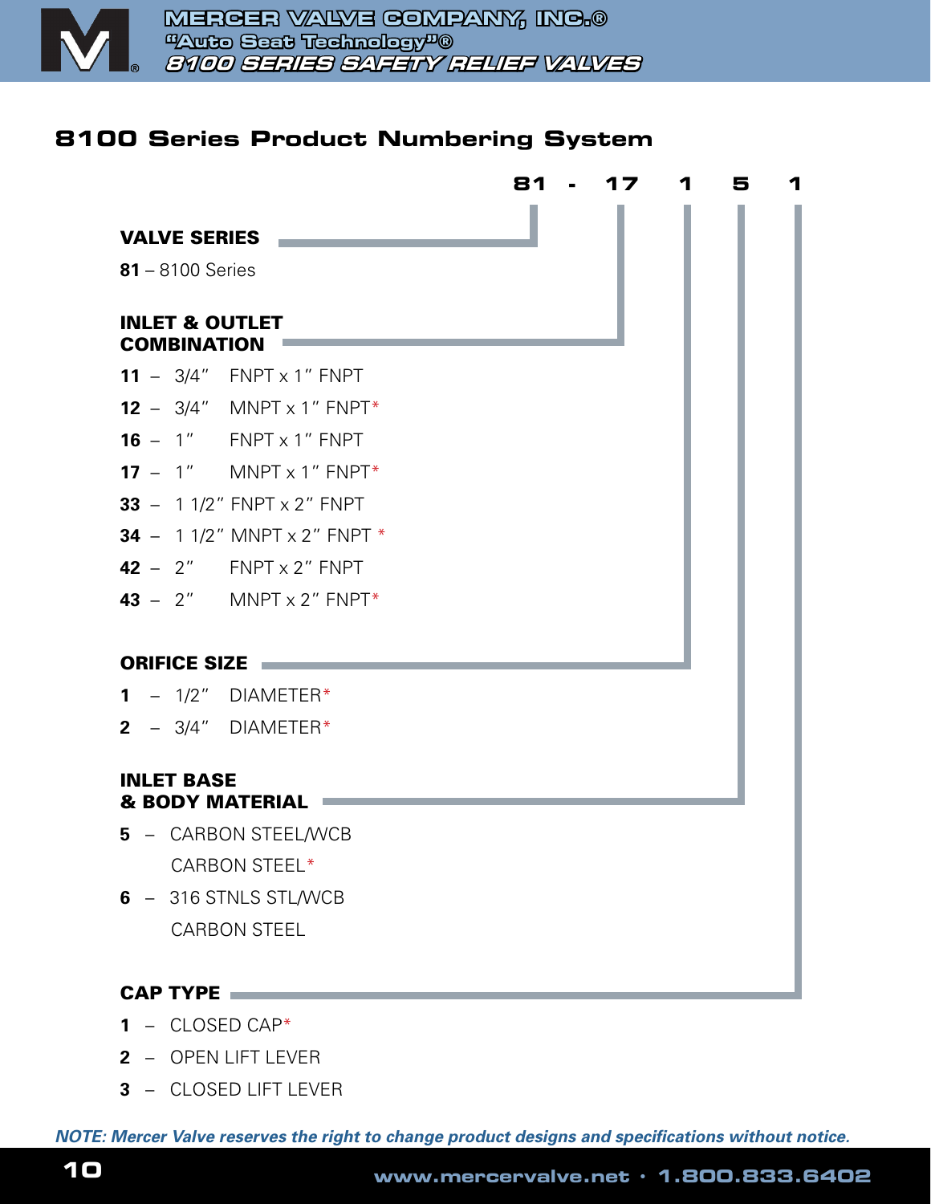## 8100 Series Product Numbering System

**81 - 17 1 5 1**

**VALVE SERIES**

**81** – 8100 Series

**INLET & OUTLET COMBINATION**

**11** – 3/4" FNPT x 1" FNPT

**12** – 3/4" MNPT x 1" FNPT*

**16** – 1" FNPT x 1" FNPT

**17** – 1" MNPT x 1" FNPT*

**33** – 1 1/2" FNPT x 2" FNPT

**34** – 1 1/2" MNPT x 2" FNPT *

**42** – 2" FNPT x 2" FNPT

**43** – 2" MNPT x 2" FNPT*

**ORIFICE SIZE**

**1** – 1/2" DIAMETER*

**2** – 3/4" DIAMETER*

**INLET BASE & BODY MATERIAL**

**5** – CARBON STEEL/WCB CARBON STEEL*

**6** – 316 STNLS STL/WCB CARBON STEEL

**CAP TYPE**

**1** – CLOSED CAP*

**2** – OPEN LIFT LEVER

**3** – CLOSED LIFT LEVER

*NOTE: Mercer Valve reserves the right to change product designs and specifications without notice.*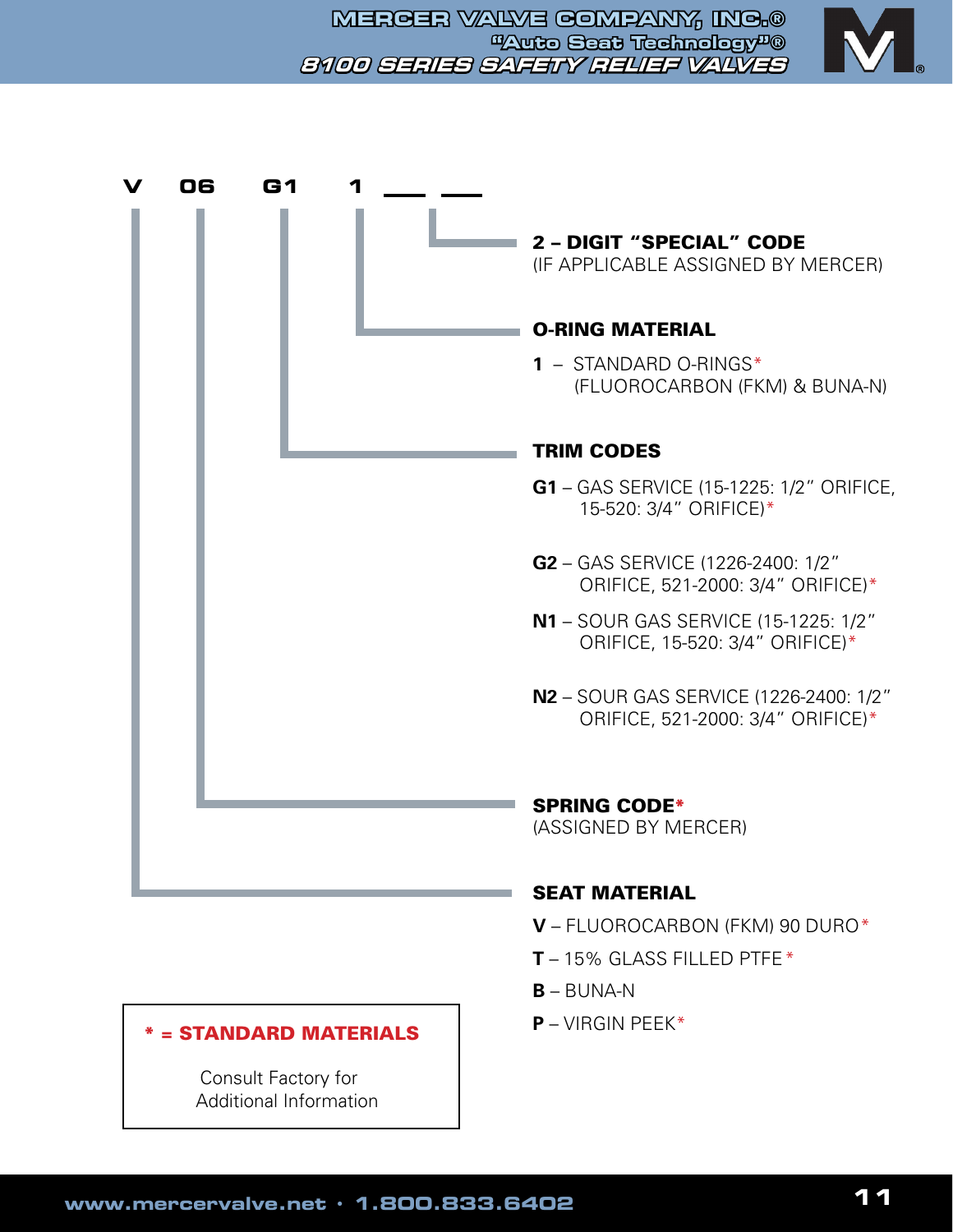**V 06 G1 1 \_\_ \_\_**

**2 – DIGIT "SPECIAL" CODE**
(IF APPLICABLE ASSIGNED BY MERCER)

**O-RING MATERIAL**

**1** – STANDARD O-RINGS*
(FLUOROCARBON (FKM) & BUNA-N)

**TRIM CODES**

**G1** – GAS SERVICE (15-1225: 1/2" ORIFICE, 15-520: 3/4" ORIFICE)*

**G2** – GAS SERVICE (1226-2400: 1/2" ORIFICE, 521-2000: 3/4" ORIFICE)*

**N1** – SOUR GAS SERVICE (15-1225: 1/2" ORIFICE, 15-520: 3/4" ORIFICE)*

**N2** – SOUR GAS SERVICE (1226-2400: 1/2" ORIFICE, 521-2000: 3/4" ORIFICE)*

**SPRING CODE***
(ASSIGNED BY MERCER)

**SEAT MATERIAL**

**V** – FLUOROCARBON (FKM) 90 DURO*

**T** – 15% GLASS FILLED PTFE*

**B** – BUNA-N

**P** – VIRGIN PEEK*

**\* = STANDARD MATERIALS**

Consult Factory for Additional Information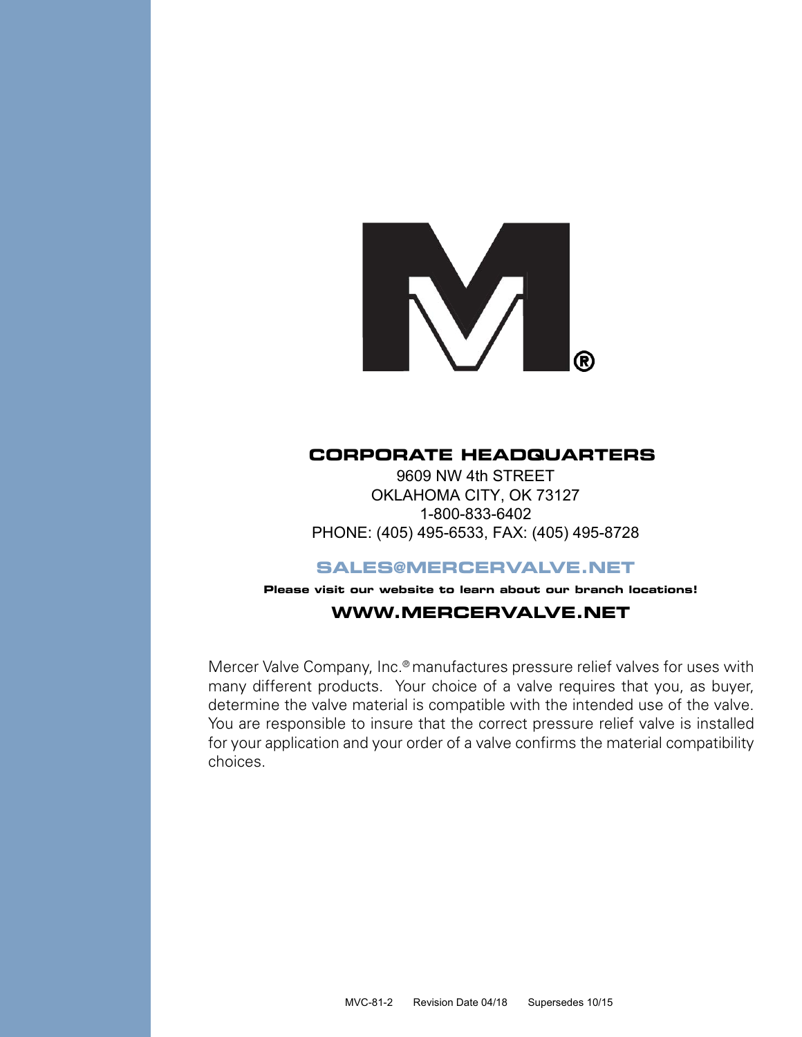## CORPORATE HEADQUARTERS

9609 NW 4th STREET
OKLAHOMA CITY, OK 73127
1-800-833-6402
PHONE: (405) 495-6533, FAX: (405) 495-8728

**SALES@MERCERVALVE.NET**

**Please visit our website to learn about our branch locations!**

**WWW.MERCERVALVE.NET**

Mercer Valve Company, Inc.® manufactures pressure relief valves for uses with many different products. Your choice of a valve requires that you, as buyer, determine the valve material is compatible with the intended use of the valve. You are responsible to insure that the correct pressure relief valve is installed for your application and your order of a valve confirms the material compatibility choices.

MVC-81-2 Revision Date 04/18 Supersedes 10/15